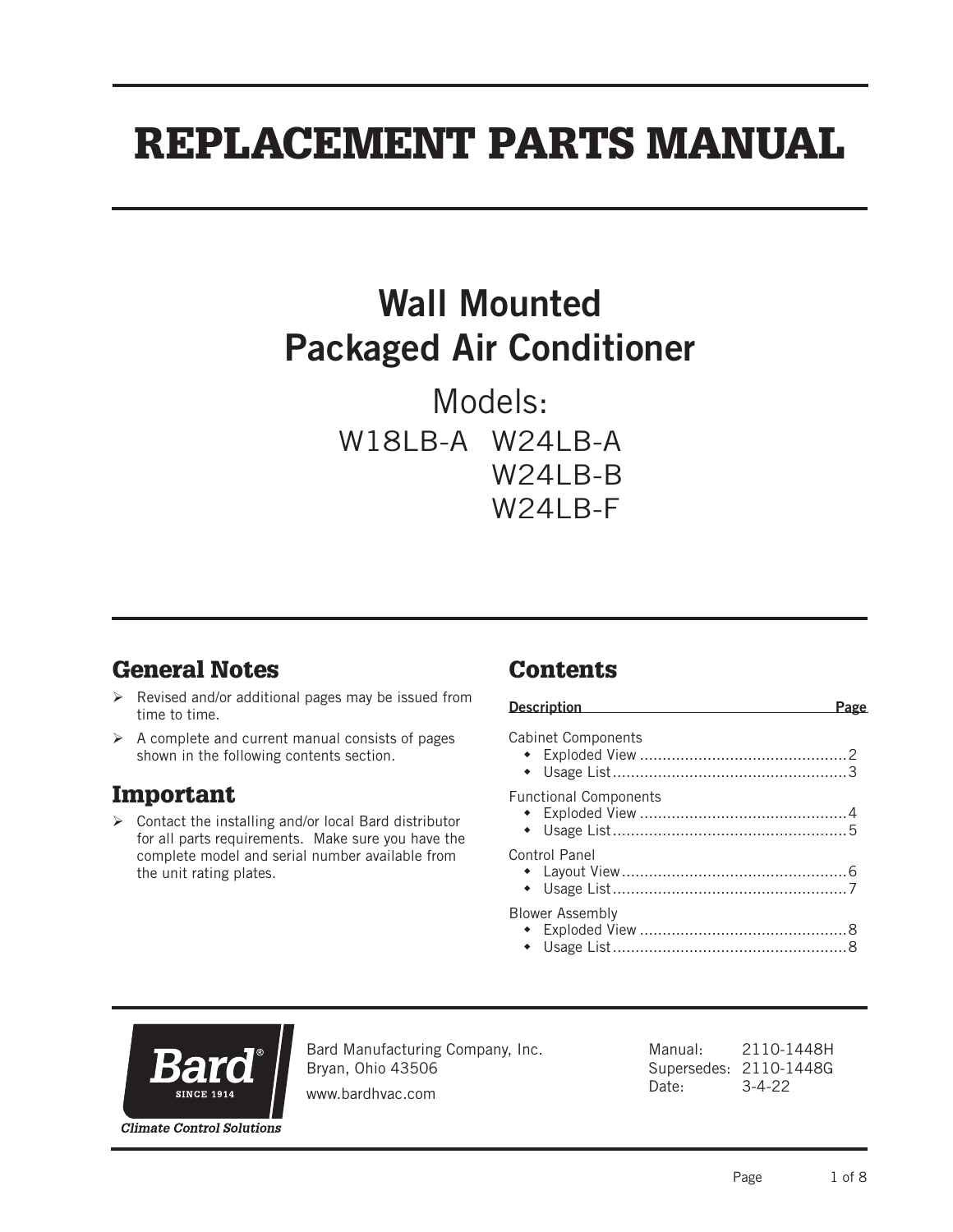# REPLACEMENT PARTS MANUAL

## Wall Mounted Packaged Air Conditioner

Models:

W18LB-A W24LB-A
W24LB-B
W24LB-F

## General Notes

- Revised and/or additional pages may be issued from time to time.
- A complete and current manual consists of pages shown in the following contents section.

## Important

- Contact the installing and/or local Bard distributor for all parts requirements. Make sure you have the complete model and serial number available from the unit rating plates.

## Contents

| Description | Page |
|---|---|
| Cabinet Components | |
| • Exploded View | 2 |
| • Usage List | 3 |
| Functional Components | |
| • Exploded View | 4 |
| • Usage List | 5 |
| Control Panel | |
| • Layout View | 6 |
| • Usage List | 7 |
| Blower Assembly | |
| • Exploded View | 8 |
| • Usage List | 8 |

Bard® SINCE 1914

*Climate Control Solutions*

Bard Manufacturing Company, Inc.
Bryan, Ohio 43506

www.bardhvac.com

Manual: 2110-1448H
Supersedes: 2110-1448G
Date: 3-4-22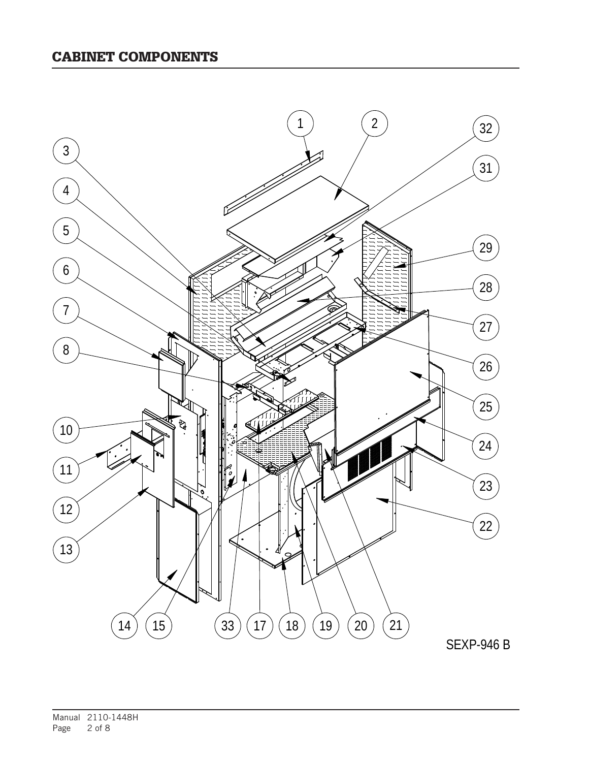## CABINET COMPONENTS

SEXP-946 B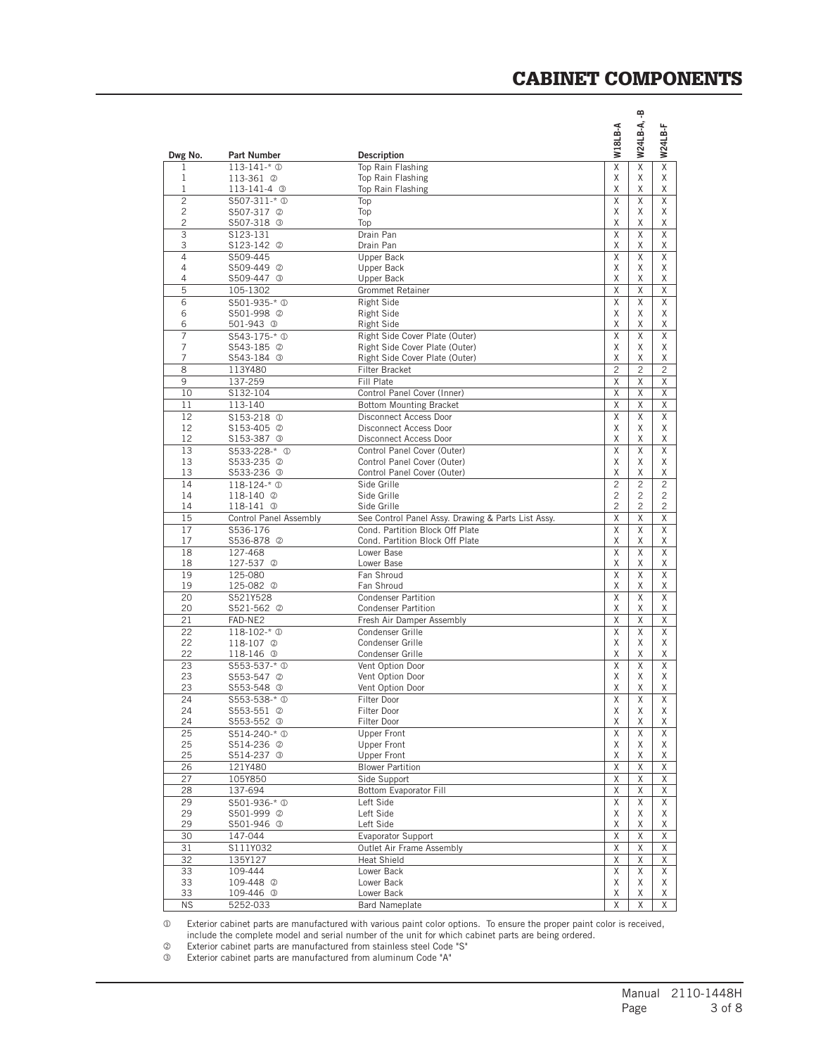# CABINET COMPONENTS

| Dwg No. | Part Number | Description | W18LB-A | W24LB-A, -B | W24LB-F |
|---|---|---|---|---|---|
| 1 | 113-141-* ① | Top Rain Flashing | X | X | X |
| 1 | 113-361 ② | Top Rain Flashing | X | X | X |
| 1 | 113-141-4 ③ | Top Rain Flashing | X | X | X |
| 2 | S507-311-* ① | Top | X | X | X |
| 2 | S507-317 ② | Top | X | X | X |
| 2 | S507-318 ③ | Top | X | X | X |
| 3 | S123-131 | Drain Pan | X | X | X |
| 3 | S123-142 ② | Drain Pan | X | X | X |
| 4 | S509-445 | Upper Back | X | X | X |
| 4 | S509-449 ② | Upper Back | X | X | X |
| 4 | S509-447 ③ | Upper Back | X | X | X |
| 5 | 105-1302 | Grommet Retainer | X | X | X |
| 6 | S501-935-* ① | Right Side | X | X | X |
| 6 | S501-998 ② | Right Side | X | X | X |
| 6 | 501-943 ③ | Right Side | X | X | X |
| 7 | S543-175-* ① | Right Side Cover Plate (Outer) | X | X | X |
| 7 | S543-185 ② | Right Side Cover Plate (Outer) | X | X | X |
| 7 | S543-184 ③ | Right Side Cover Plate (Outer) | X | X | X |
| 8 | 113Y480 | Filter Bracket | 2 | 2 | 2 |
| 9 | 137-259 | Fill Plate | X | X | X |
| 10 | S132-104 | Control Panel Cover (Inner) | X | X | X |
| 11 | 113-140 | Bottom Mounting Bracket | X | X | X |
| 12 | S153-218 ① | Disconnect Access Door | X | X | X |
| 12 | S153-405 ② | Disconnect Access Door | X | X | X |
| 12 | S153-387 ③ | Disconnect Access Door | X | X | X |
| 13 | S533-228-* ① | Control Panel Cover (Outer) | X | X | X |
| 13 | S533-235 ② | Control Panel Cover (Outer) | X | X | X |
| 13 | S533-236 ③ | Control Panel Cover (Outer) | X | X | X |
| 14 | 118-124-* ① | Side Grille | 2 | 2 | 2 |
| 14 | 118-140 ② | Side Grille | 2 | 2 | 2 |
| 14 | 118-141 ③ | Side Grille | 2 | 2 | 2 |
| 15 | Control Panel Assembly | See Control Panel Assy. Drawing & Parts List Assy. | X | X | X |
| 17 | S536-176 | Cond. Partition Block Off Plate | X | X | X |
| 17 | S536-878 ② | Cond. Partition Block Off Plate | X | X | X |
| 18 | 127-468 | Lower Base | X | X | X |
| 18 | 127-537 ② | Lower Base | X | X | X |
| 19 | 125-080 | Fan Shroud | X | X | X |
| 19 | 125-082 ② | Fan Shroud | X | X | X |
| 20 | S521Y528 | Condenser Partition | X | X | X |
| 20 | S521-562 ② | Condenser Partition | X | X | X |
| 21 | FAD-NE2 | Fresh Air Damper Assembly | X | X | X |
| 22 | 118-102-* ① | Condenser Grille | X | X | X |
| 22 | 118-107 ② | Condenser Grille | X | X | X |
| 22 | 118-146 ③ | Condenser Grille | X | X | X |
| 23 | S553-537-* ① | Vent Option Door | X | X | X |
| 23 | S553-547 ② | Vent Option Door | X | X | X |
| 23 | S553-548 ③ | Vent Option Door | X | X | X |
| 24 | S553-538-* ① | Filter Door | X | X | X |
| 24 | S553-551 ② | Filter Door | X | X | X |
| 24 | S553-552 ③ | Filter Door | X | X | X |
| 25 | S514-240-* ① | Upper Front | X | X | X |
| 25 | S514-236 ② | Upper Front | X | X | X |
| 25 | S514-237 ③ | Upper Front | X | X | X |
| 26 | 121Y480 | Blower Partition | X | X | X |
| 27 | 105Y850 | Side Support | X | X | X |
| 28 | 137-694 | Bottom Evaporator Fill | X | X | X |
| 29 | S501-936-* ① | Left Side | X | X | X |
| 29 | S501-999 ② | Left Side | X | X | X |
| 29 | S501-946 ③ | Left Side | X | X | X |
| 30 | 147-044 | Evaporator Support | X | X | X |
| 31 | S111Y032 | Outlet Air Frame Assembly | X | X | X |
| 32 | 135Y127 | Heat Shield | X | X | X |
| 33 | 109-444 | Lower Back | X | X | X |
| 33 | 109-448 ② | Lower Back | X | X | X |
| 33 | 109-446 ③ | Lower Back | X | X | X |
| NS | 5252-033 | Bard Nameplate | X | X | X |

① Exterior cabinet parts are manufactured with various paint color options. To ensure the proper paint color is received, include the complete model and serial number of the unit for which cabinet parts are being ordered.

② Exterior cabinet parts are manufactured from stainless steel Code "S"

③ Exterior cabinet parts are manufactured from aluminum Code "A"

Manual 2110-1448H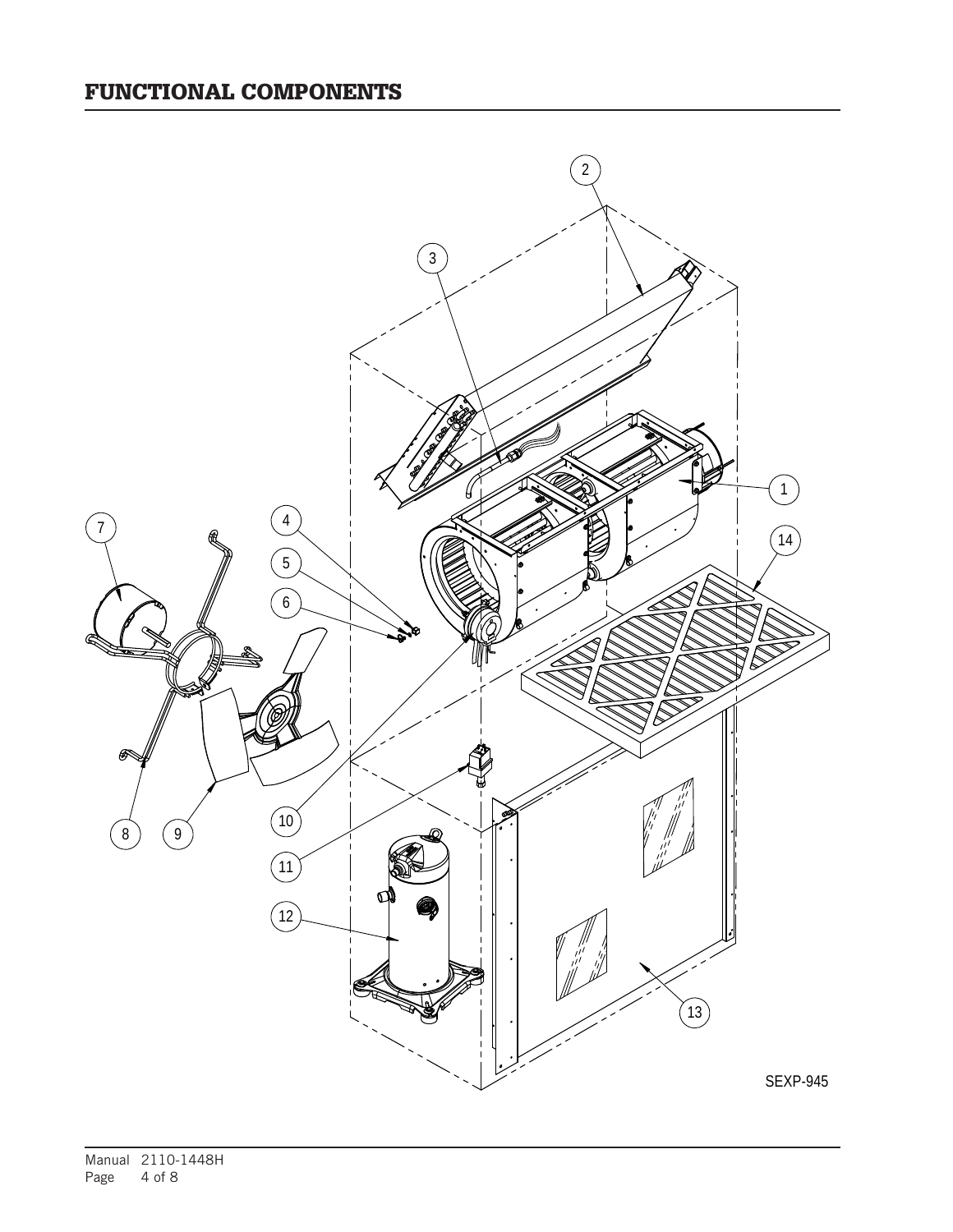# FUNCTIONAL COMPONENTS

SEXP-945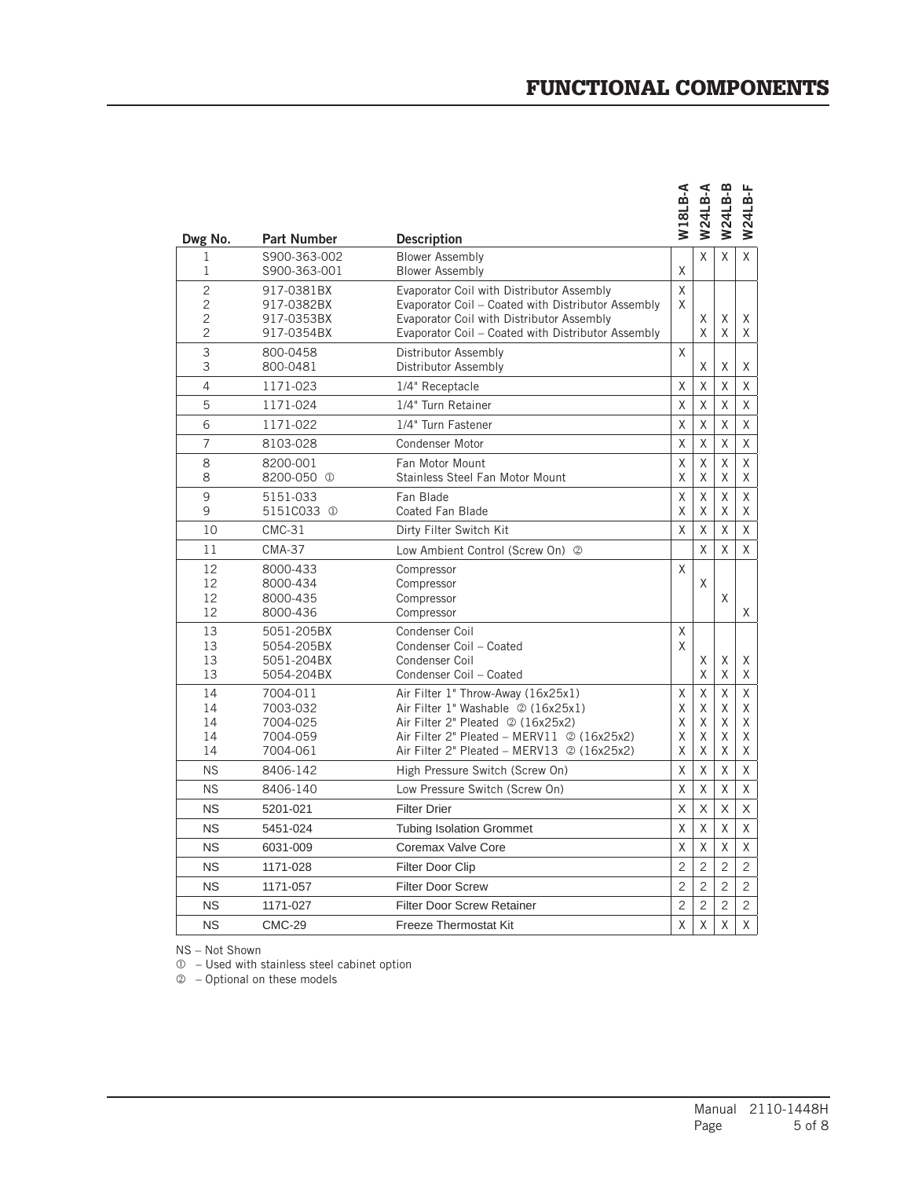# FUNCTIONAL COMPONENTS

| Dwg No. | Part Number | Description | W18LB-A | W24LB-A | W24LB-B | W24LB-F |
|---|---|---|---|---|---|---|
| 1 | S900-363-002 | Blower Assembly | | X | X | X |
| 1 | S900-363-001 | Blower Assembly | X | | | |
| 2 | 917-0381BX | Evaporator Coil with Distributor Assembly | X | | | |
| 2 | 917-0382BX | Evaporator Coil – Coated with Distributor Assembly | X | | | |
| 2 | 917-0353BX | Evaporator Coil with Distributor Assembly | | X | X | X |
| 2 | 917-0354BX | Evaporator Coil – Coated with Distributor Assembly | | X | X | X |
| 3 | 800-0458 | Distributor Assembly | X | | | |
| 3 | 800-0481 | Distributor Assembly | | X | X | X |
| 4 | 1171-023 | 1/4" Receptacle | X | X | X | X |
| 5 | 1171-024 | 1/4" Turn Retainer | X | X | X | X |
| 6 | 1171-022 | 1/4" Turn Fastener | X | X | X | X |
| 7 | 8103-028 | Condenser Motor | X | X | X | X |
| 8 | 8200-001 | Fan Motor Mount | X | X | X | X |
| 8 | 8200-050 ① | Stainless Steel Fan Motor Mount | X | X | X | X |
| 9 | 5151-033 | Fan Blade | X | X | X | X |
| 9 | 5151C033 ① | Coated Fan Blade | X | X | X | X |
| 10 | CMC-31 | Dirty Filter Switch Kit | X | X | X | X |
| 11 | CMA-37 | Low Ambient Control (Screw On) ② | | X | X | X |
| 12 | 8000-433 | Compressor | X | | | |
| 12 | 8000-434 | Compressor | | X | | |
| 12 | 8000-435 | Compressor | | | X | |
| 12 | 8000-436 | Compressor | | | | X |
| 13 | 5051-205BX | Condenser Coil | X | | | |
| 13 | 5054-205BX | Condenser Coil – Coated | X | | | |
| 13 | 5051-204BX | Condenser Coil | | X | X | X |
| 13 | 5054-204BX | Condenser Coil – Coated | | X | X | X |
| 14 | 7004-011 | Air Filter 1" Throw-Away (16x25x1) | X | X | X | X |
| 14 | 7003-032 | Air Filter 1" Washable ② (16x25x1) | X | X | X | X |
| 14 | 7004-025 | Air Filter 2" Pleated ② (16x25x2) | X | X | X | X |
| 14 | 7004-059 | Air Filter 2" Pleated – MERV11 ② (16x25x2) | X | X | X | X |
| 14 | 7004-061 | Air Filter 2" Pleated – MERV13 ② (16x25x2) | X | X | X | X |
| NS | 8406-142 | High Pressure Switch (Screw On) | X | X | X | X |
| NS | 8406-140 | Low Pressure Switch (Screw On) | X | X | X | X |
| NS | 5201-021 | Filter Drier | X | X | X | X |
| NS | 5451-024 | Tubing Isolation Grommet | X | X | X | X |
| NS | 6031-009 | Coremax Valve Core | X | X | X | X |
| NS | 1171-028 | Filter Door Clip | 2 | 2 | 2 | 2 |
| NS | 1171-057 | Filter Door Screw | 2 | 2 | 2 | 2 |
| NS | 1171-027 | Filter Door Screw Retainer | 2 | 2 | 2 | 2 |
| NS | CMC-29 | Freeze Thermostat Kit | X | X | X | X |

NS – Not Shown

① – Used with stainless steel cabinet option

② – Optional on these models

Manual 2110-1448H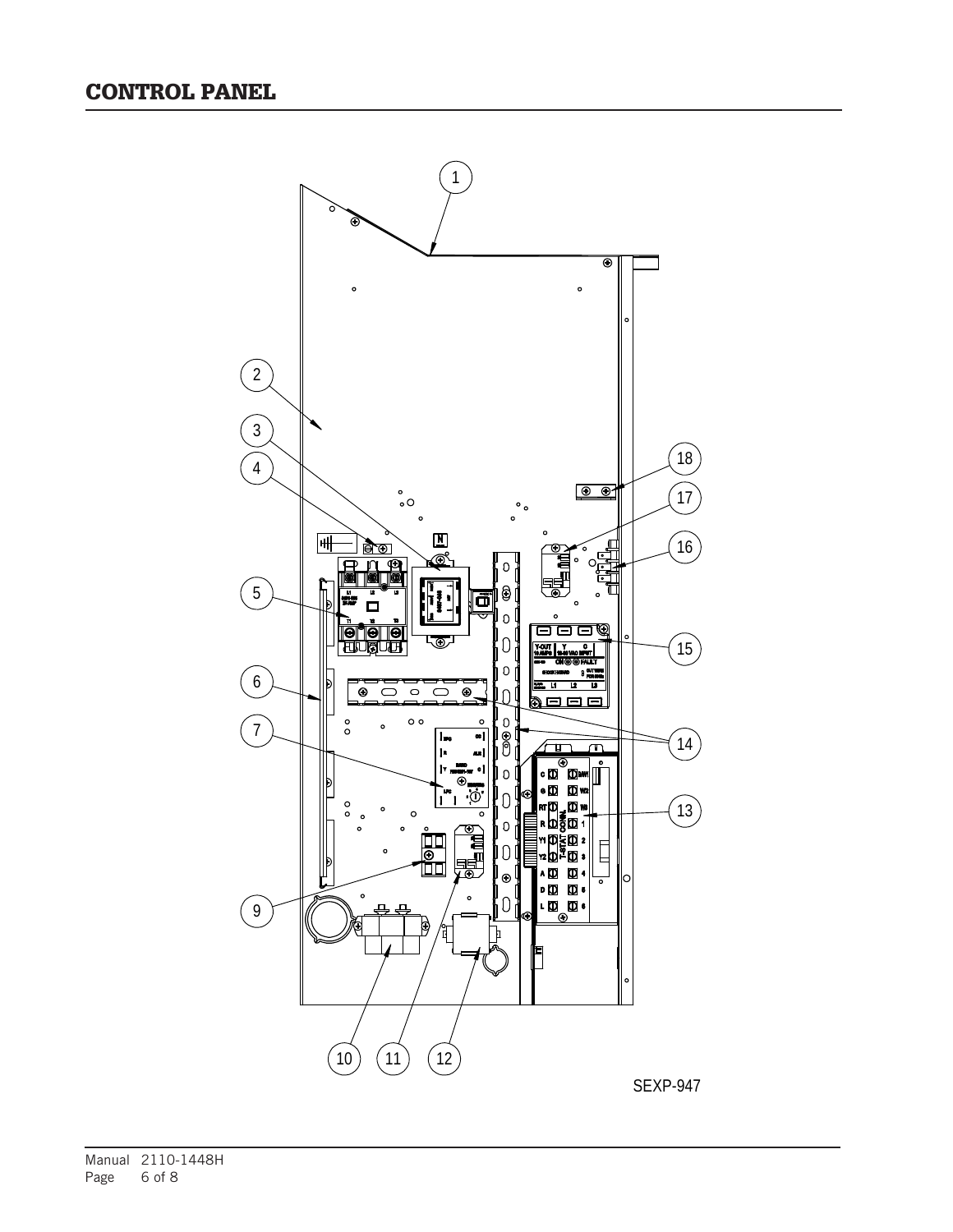## CONTROL PANEL

SEXP-947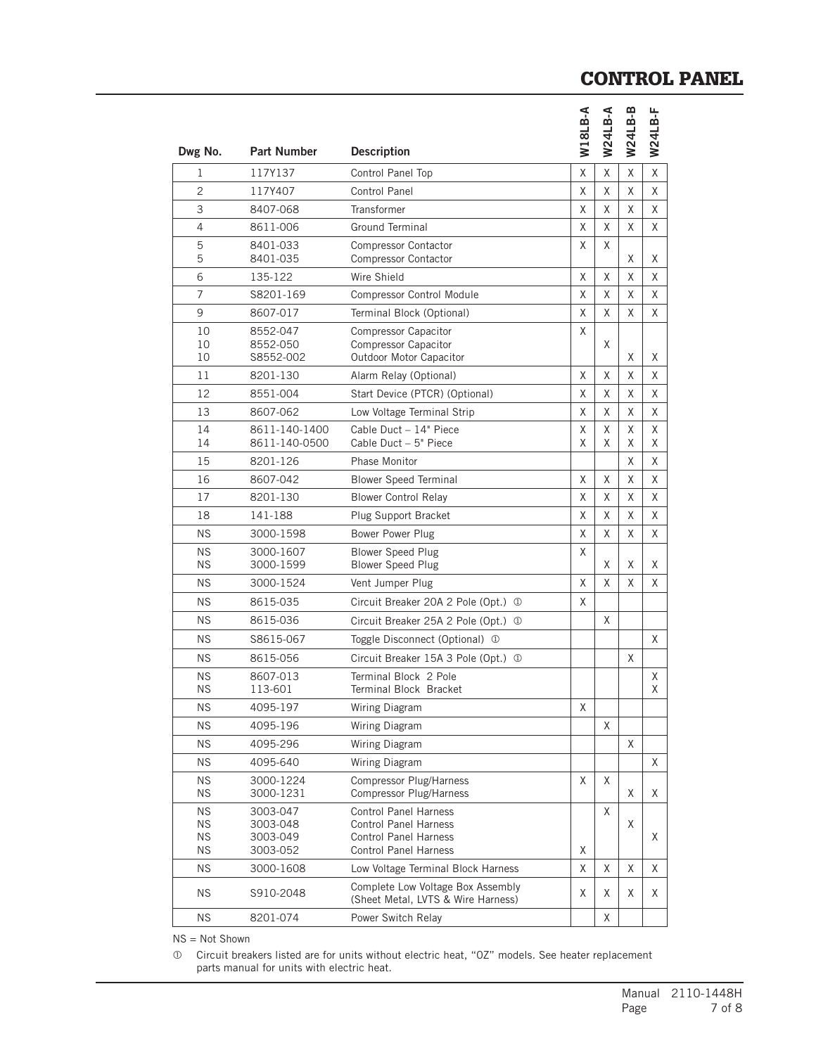# CONTROL PANEL

| Dwg No. | Part Number | Description | W18LB-A | W24LB-A | W24LB-B | W24LB-F |
|---|---|---|---|---|---|---|
| 1 | 117Y137 | Control Panel Top | X | X | X | X |
| 2 | 117Y407 | Control Panel | X | X | X | X |
| 3 | 8407-068 | Transformer | X | X | X | X |
| 4 | 8611-006 | Ground Terminal | X | X | X | X |
| 5 | 8401-033 | Compressor Contactor | X | X | | |
| 5 | 8401-035 | Compressor Contactor | | | X | X |
| 6 | 135-122 | Wire Shield | X | X | X | X |
| 7 | S8201-169 | Compressor Control Module | X | X | X | X |
| 9 | 8607-017 | Terminal Block (Optional) | X | X | X | X |
| 10 | 8552-047 | Compressor Capacitor | X | | | |
| 10 | 8552-050 | Compressor Capacitor | | X | | |
| 10 | S8552-002 | Outdoor Motor Capacitor | | | X | X |
| 11 | 8201-130 | Alarm Relay (Optional) | X | X | X | X |
| 12 | 8551-004 | Start Device (PTCR) (Optional) | X | X | X | X |
| 13 | 8607-062 | Low Voltage Terminal Strip | X | X | X | X |
| 14 | 8611-140-1400 | Cable Duct – 14" Piece | X | X | X | X |
| 14 | 8611-140-0500 | Cable Duct – 5" Piece | X | X | X | X |
| 15 | 8201-126 | Phase Monitor | | | X | X |
| 16 | 8607-042 | Blower Speed Terminal | X | X | X | X |
| 17 | 8201-130 | Blower Control Relay | X | X | X | X |
| 18 | 141-188 | Plug Support Bracket | X | X | X | X |
| NS | 3000-1598 | Bower Power Plug | X | X | X | X |
| NS | 3000-1607 | Blower Speed Plug | X | | | |
| NS | 3000-1599 | Blower Speed Plug | | X | X | X |
| NS | 3000-1524 | Vent Jumper Plug | X | X | X | X |
| NS | 8615-035 | Circuit Breaker 20A 2 Pole (Opt.) ① | X | | | |
| NS | 8615-036 | Circuit Breaker 25A 2 Pole (Opt.) ① | | X | | |
| NS | S8615-067 | Toggle Disconnect (Optional) ① | | | | X |
| NS | 8615-056 | Circuit Breaker 15A 3 Pole (Opt.) ① | | | X | |
| NS | 8607-013 | Terminal Block 2 Pole | | | | X |
| NS | 113-601 | Terminal Block Bracket | | | | X |
| NS | 4095-197 | Wiring Diagram | X | | | |
| NS | 4095-196 | Wiring Diagram | | X | | |
| NS | 4095-296 | Wiring Diagram | | | X | |
| NS | 4095-640 | Wiring Diagram | | | | X |
| NS | 3000-1224 | Compressor Plug/Harness | X | X | | |
| NS | 3000-1231 | Compressor Plug/Harness | | | X | X |
| NS | 3003-047 | Control Panel Harness | | X | | |
| NS | 3003-048 | Control Panel Harness | | | X | |
| NS | 3003-049 | Control Panel Harness | | | | X |
| NS | 3003-052 | Control Panel Harness | X | | | |
| NS | 3000-1608 | Low Voltage Terminal Block Harness | X | X | X | X |
| NS | S910-2048 | Complete Low Voltage Box Assembly (Sheet Metal, LVTS & Wire Harness) | X | X | X | X |
| NS | 8201-074 | Power Switch Relay | | X | | |

NS = Not Shown

① Circuit breakers listed are for units without electric heat, "0Z" models. See heater replacement parts manual for units with electric heat.

Manual 2110-1448H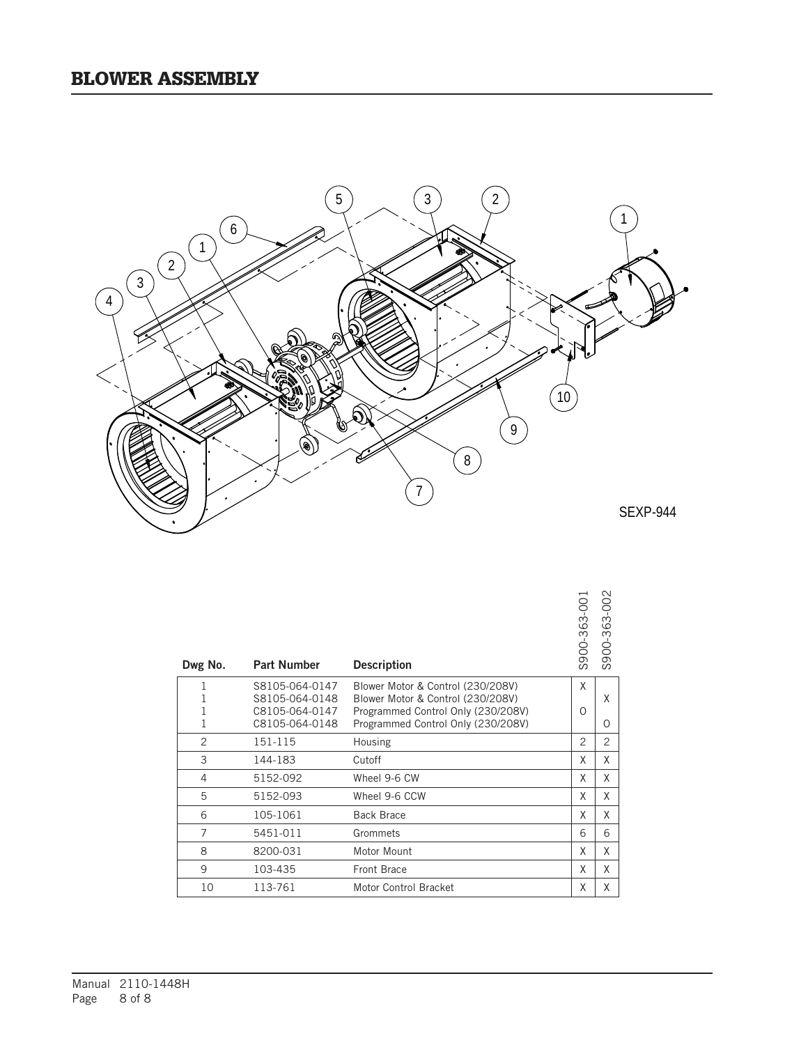## BLOWER ASSEMBLY

SEXP-944

| Dwg No. | Part Number | Description | S900-363-001 | S900-363-002 |
|---|---|---|---|---|
| 1 | S8105-064-0147 | Blower Motor & Control (230/208V) | X | |
| 1 | S8105-064-0148 | Blower Motor & Control (230/208V) | | X |
| 1 | C8105-064-0147 | Programmed Control Only (230/208V) | O | |
| 1 | C8105-064-0148 | Programmed Control Only (230/208V) | | O |
| 2 | 151-115 | Housing | 2 | 2 |
| 3 | 144-183 | Cutoff | X | X |
| 4 | 5152-092 | Wheel 9-6 CW | X | X |
| 5 | 5152-093 | Wheel 9-6 CCW | X | X |
| 6 | 105-1061 | Back Brace | X | X |
| 7 | 5451-011 | Grommets | 6 | 6 |
| 8 | 8200-031 | Motor Mount | X | X |
| 9 | 103-435 | Front Brace | X | X |
| 10 | 113-761 | Motor Control Bracket | X | X |

Manual 2110-1448H